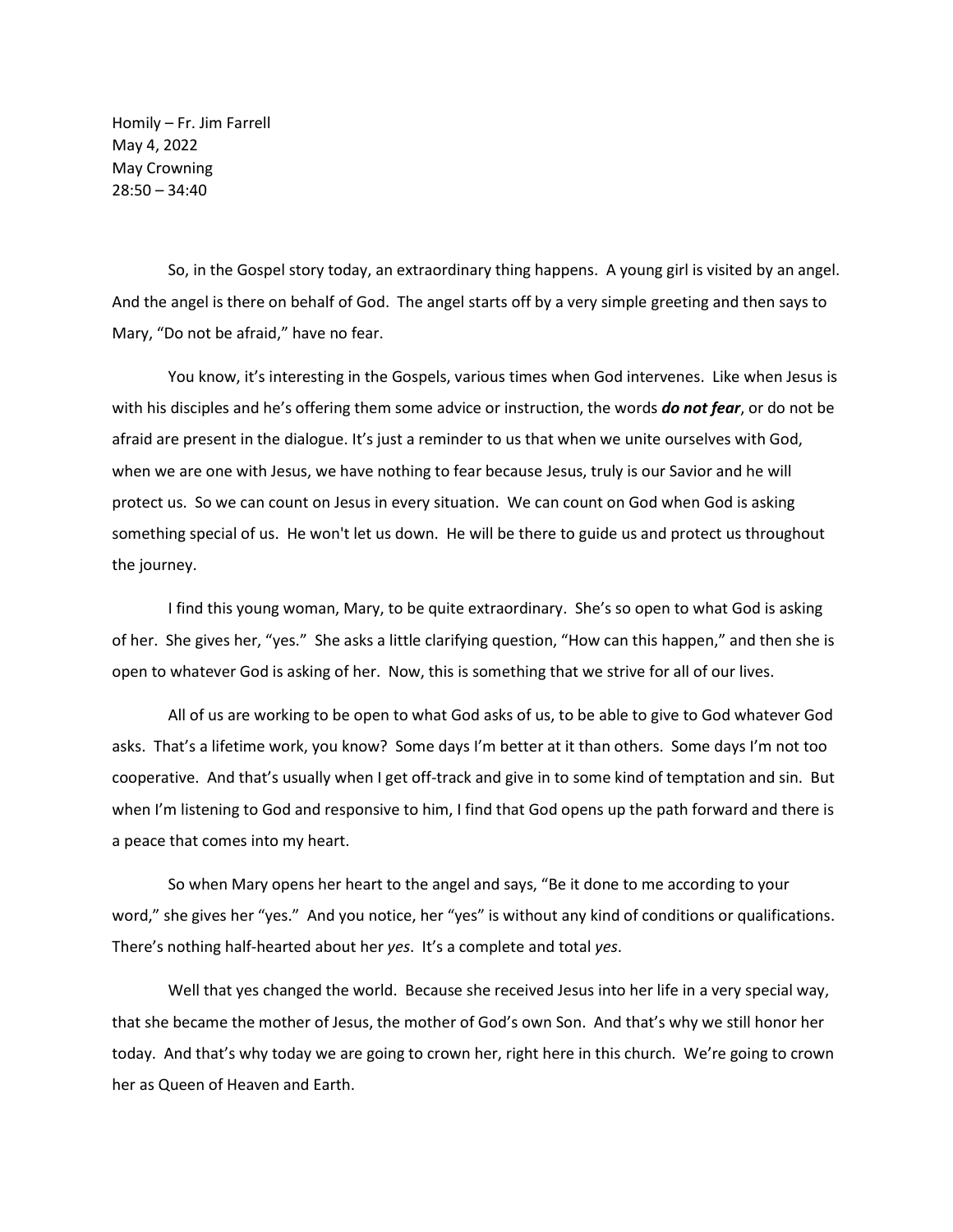Homily – Fr. Jim Farrell
May 4, 2022
May Crowning
28:50 – 34:40

So, in the Gospel story today, an extraordinary thing happens. A young girl is visited by an angel. And the angel is there on behalf of God. The angel starts off by a very simple greeting and then says to Mary, "Do not be afraid," have no fear.

You know, it's interesting in the Gospels, various times when God intervenes. Like when Jesus is with his disciples and he's offering them some advice or instruction, the words ***do not fear***, or do not be afraid are present in the dialogue. It's just a reminder to us that when we unite ourselves with God, when we are one with Jesus, we have nothing to fear because Jesus, truly is our Savior and he will protect us. So we can count on Jesus in every situation. We can count on God when God is asking something special of us. He won't let us down. He will be there to guide us and protect us throughout the journey.

I find this young woman, Mary, to be quite extraordinary. She's so open to what God is asking of her. She gives her, "yes." She asks a little clarifying question, "How can this happen," and then she is open to whatever God is asking of her. Now, this is something that we strive for all of our lives.

All of us are working to be open to what God asks of us, to be able to give to God whatever God asks. That's a lifetime work, you know? Some days I'm better at it than others. Some days I'm not too cooperative. And that's usually when I get off-track and give in to some kind of temptation and sin. But when I'm listening to God and responsive to him, I find that God opens up the path forward and there is a peace that comes into my heart.

So when Mary opens her heart to the angel and says, "Be it done to me according to your word," she gives her "yes." And you notice, her "yes" is without any kind of conditions or qualifications. There's nothing half-hearted about her *yes*. It's a complete and total *yes*.

Well that yes changed the world. Because she received Jesus into her life in a very special way, that she became the mother of Jesus, the mother of God's own Son. And that's why we still honor her today. And that's why today we are going to crown her, right here in this church. We're going to crown her as Queen of Heaven and Earth.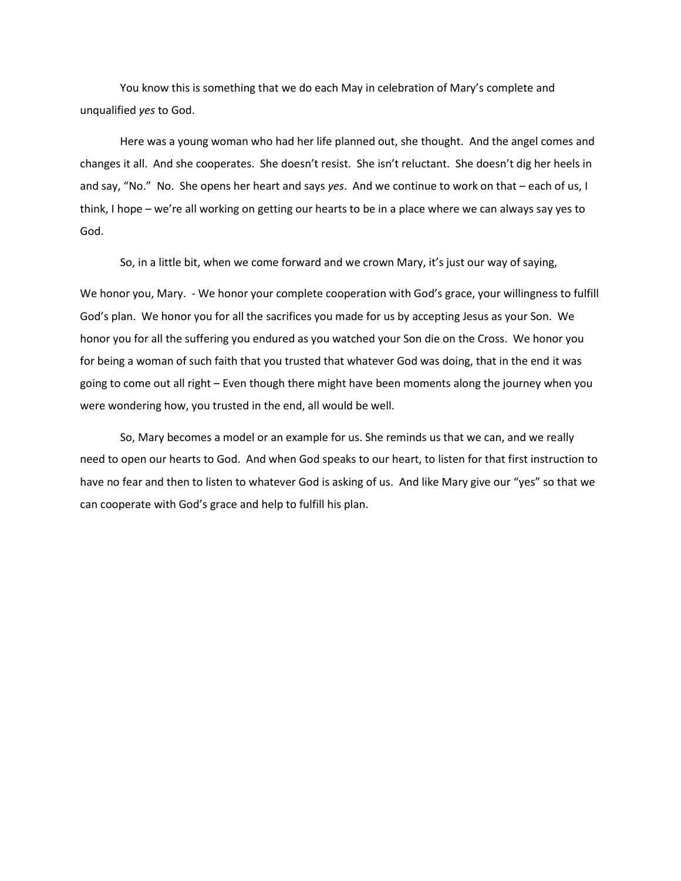You know this is something that we do each May in celebration of Mary's complete and unqualified *yes* to God.

Here was a young woman who had her life planned out, she thought. And the angel comes and changes it all. And she cooperates. She doesn't resist. She isn't reluctant. She doesn't dig her heels in and say, "No." No. She opens her heart and says *yes*. And we continue to work on that – each of us, I think, I hope – we're all working on getting our hearts to be in a place where we can always say yes to God.

So, in a little bit, when we come forward and we crown Mary, it's just our way of saying,

We honor you, Mary. - We honor your complete cooperation with God's grace, your willingness to fulfill God's plan. We honor you for all the sacrifices you made for us by accepting Jesus as your Son. We honor you for all the suffering you endured as you watched your Son die on the Cross. We honor you for being a woman of such faith that you trusted that whatever God was doing, that in the end it was going to come out all right – Even though there might have been moments along the journey when you were wondering how, you trusted in the end, all would be well.

So, Mary becomes a model or an example for us. She reminds us that we can, and we really need to open our hearts to God. And when God speaks to our heart, to listen for that first instruction to have no fear and then to listen to whatever God is asking of us. And like Mary give our "yes" so that we can cooperate with God's grace and help to fulfill his plan.